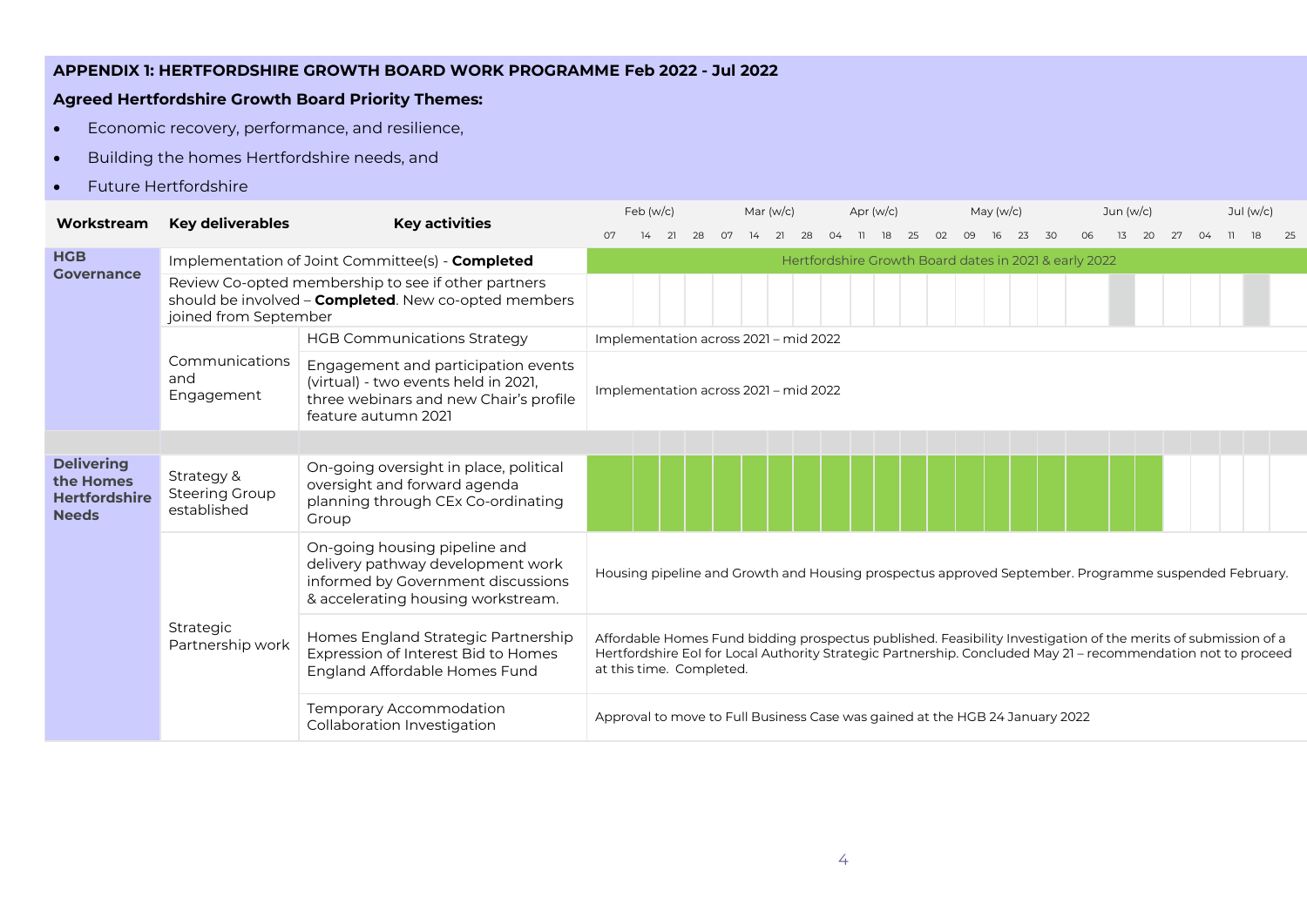**APPENDIX 1: HERTFORDSHIRE GROWTH BOARD WORK PROGRAMME Feb 2022 - Jul 2022**

**Agreed Hertfordshire Growth Board Priority Themes:**

- Economic recovery, performance, and resilience,
- Building the homes Hertfordshire needs, and
- Future Hertfordshire

| Workstream | Key deliverables | Key activities | Feb (w/c) 07 14 21 28 – Mar (w/c) 07 14 21 28 – Apr (w/c) 04 11 18 25 – May (w/c) 02 09 16 23 30 – Jun (w/c) 06 13 20 27 – Jul (w/c) 04 11 18 25 |
|---|---|---|---|
| **HGB Governance** | Implementation of Joint Committee(s) - **Completed** | | Hertfordshire Growth Board dates in 2021 & early 2022 |
| | Review Co-opted membership to see if other partners should be involved – **Completed**. New co-opted members joined from September | | |
| | Communications and Engagement | HGB Communications Strategy | Implementation across 2021 – mid 2022 |
| | | Engagement and participation events (virtual) - two events held in 2021, three webinars and new Chair's profile feature autumn 2021 | Implementation across 2021 – mid 2022 |
| | | | |
| **Delivering the Homes Hertfordshire Needs** | Strategy & Steering Group established | On-going oversight in place, political oversight and forward agenda planning through CEx Co-ordinating Group | |
| | Strategic Partnership work | On-going housing pipeline and delivery pathway development work informed by Government discussions & accelerating housing workstream. | Housing pipeline and Growth and Housing prospectus approved September. Programme suspended February. |
| | | Homes England Strategic Partnership Expression of Interest Bid to Homes England Affordable Homes Fund | Affordable Homes Fund bidding prospectus published. Feasibility Investigation of the merits of submission of a Hertfordshire EoI for Local Authority Strategic Partnership. Concluded May 21 – recommendation not to proceed at this time. Completed. |
| | | Temporary Accommodation Collaboration Investigation | Approval to move to Full Business Case was gained at the HGB 24 January 2022 |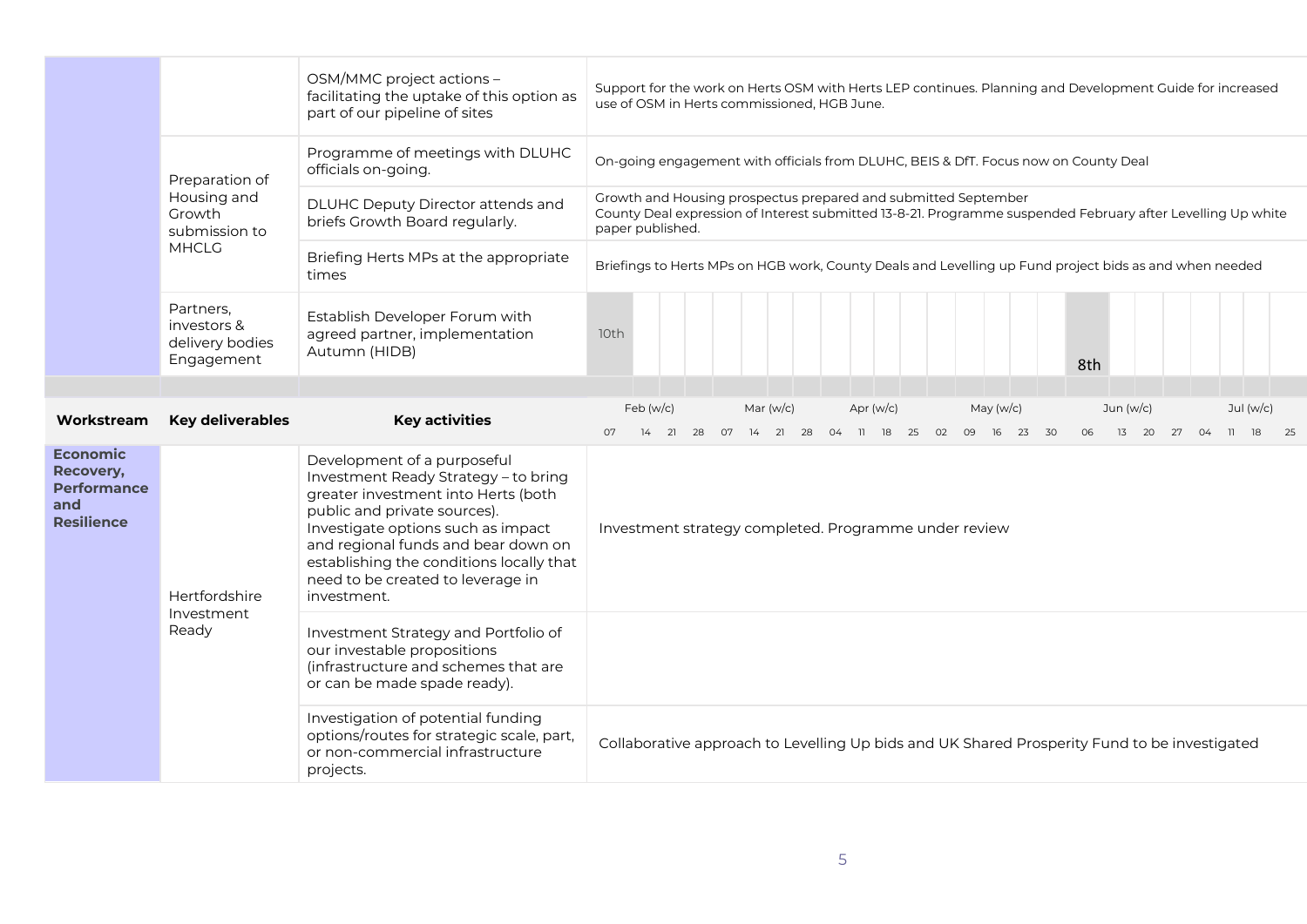| Workstream | Key deliverables | Key activities | Progress / Timeline |
|---|---|---|---|
| | | OSM/MMC project actions – facilitating the uptake of this option as part of our pipeline of sites | Support for the work on Herts OSM with Herts LEP continues. Planning and Development Guide for increased use of OSM in Herts commissioned, HGB June. |
| | Preparation of Housing and Growth submission to MHCLG | Programme of meetings with DLUHC officials on-going. | On-going engagement with officials from DLUHC, BEIS & DfT. Focus now on County Deal |
| | | DLUHC Deputy Director attends and briefs Growth Board regularly. | Growth and Housing prospectus prepared and submitted September<br>County Deal expression of Interest submitted 13-8-21. Programme suspended February after Levelling Up white paper published. |
| | | Briefing Herts MPs at the appropriate times | Briefings to Herts MPs on HGB work, County Deals and Levelling up Fund project bids as and when needed |
| | Partners, investors & delivery bodies Engagement | Establish Developer Forum with agreed partner, implementation Autumn (HIDB) | Feb (w/c) 07: 10th; Jun (w/c) 06: 8th |

| Workstream | Key deliverables | Key activities | Feb (w/c) 07 | 14 | 21 | 28 | Mar (w/c) 07 | 14 | 21 | 28 | Apr (w/c) 04 | 11 | 18 | 25 | May (w/c) 02 | 09 | 16 | 23 | 30 | Jun (w/c) 06 | 13 | 20 | 27 | Jul (w/c) 04 | 11 | 18 | 25 |
|---|---|---|---|---|---|---|---|---|---|---|---|---|---|---|---|---|---|---|---|---|---|---|---|---|---|---|---|
| **Economic Recovery, Performance and Resilience** | Hertfordshire Investment Ready | Development of a purposeful Investment Ready Strategy – to bring greater investment into Herts (both public and private sources). Investigate options such as impact and regional funds and bear down on establishing the conditions locally that need to be created to leverage in investment. | Investment strategy completed. Programme under review | | | | | | | | | | | | | | | | | | | | | | | | |
| | | Investment Strategy and Portfolio of our investable propositions (infrastructure and schemes that are or can be made spade ready). | | | | | | | | | | | | | | | | | | | | | | | | | |
| | | Investigation of potential funding options/routes for strategic scale, part, or non-commercial infrastructure projects. | Collaborative approach to Levelling Up bids and UK Shared Prosperity Fund to be investigated | | | | | | | | | | | | | | | | | | | | | | | | |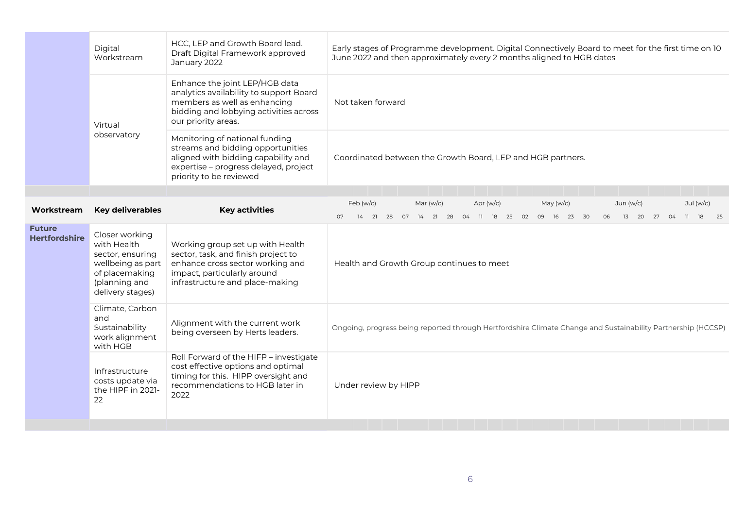| Workstream | Key deliverables | Key activities | Status |
|---|---|---|---|
| | Digital Workstream | HCC, LEP and Growth Board lead. Draft Digital Framework approved January 2022 | Early stages of Programme development. Digital Connectively Board to meet for the first time on 10 June 2022 and then approximately every 2 months aligned to HGB dates |
| | Virtual observatory | Enhance the joint LEP/HGB data analytics availability to support Board members as well as enhancing bidding and lobbying activities across our priority areas. | Not taken forward |
| | | Monitoring of national funding streams and bidding opportunities aligned with bidding capability and expertise – progress delayed, project priority to be reviewed | Coordinated between the Growth Board, LEP and HGB partners. |

| Workstream | Key deliverables | Key activities | Feb (w/c) 07 14 21 28 · Mar (w/c) 07 14 21 28 · Apr (w/c) 04 11 18 25 · May (w/c) 02 09 16 23 30 · Jun (w/c) 06 13 20 27 · Jul (w/c) 04 11 18 25 |
|---|---|---|---|
| **Future Hertfordshire** | Closer working with Health sector, ensuring wellbeing as part of placemaking (planning and delivery stages) | Working group set up with Health sector, task, and finish project to enhance cross sector working and impact, particularly around infrastructure and place-making | Health and Growth Group continues to meet |
| | Climate, Carbon and Sustainability work alignment with HGB | Alignment with the current work being overseen by Herts leaders. | Ongoing, progress being reported through Hertfordshire Climate Change and Sustainability Partnership (HCCSP) |
| | Infrastructure costs update via the HIPF in 2021-22 | Roll Forward of the HIFP – investigate cost effective options and optimal timing for this. HIPP oversight and recommendations to HGB later in 2022 | Under review by HIPP |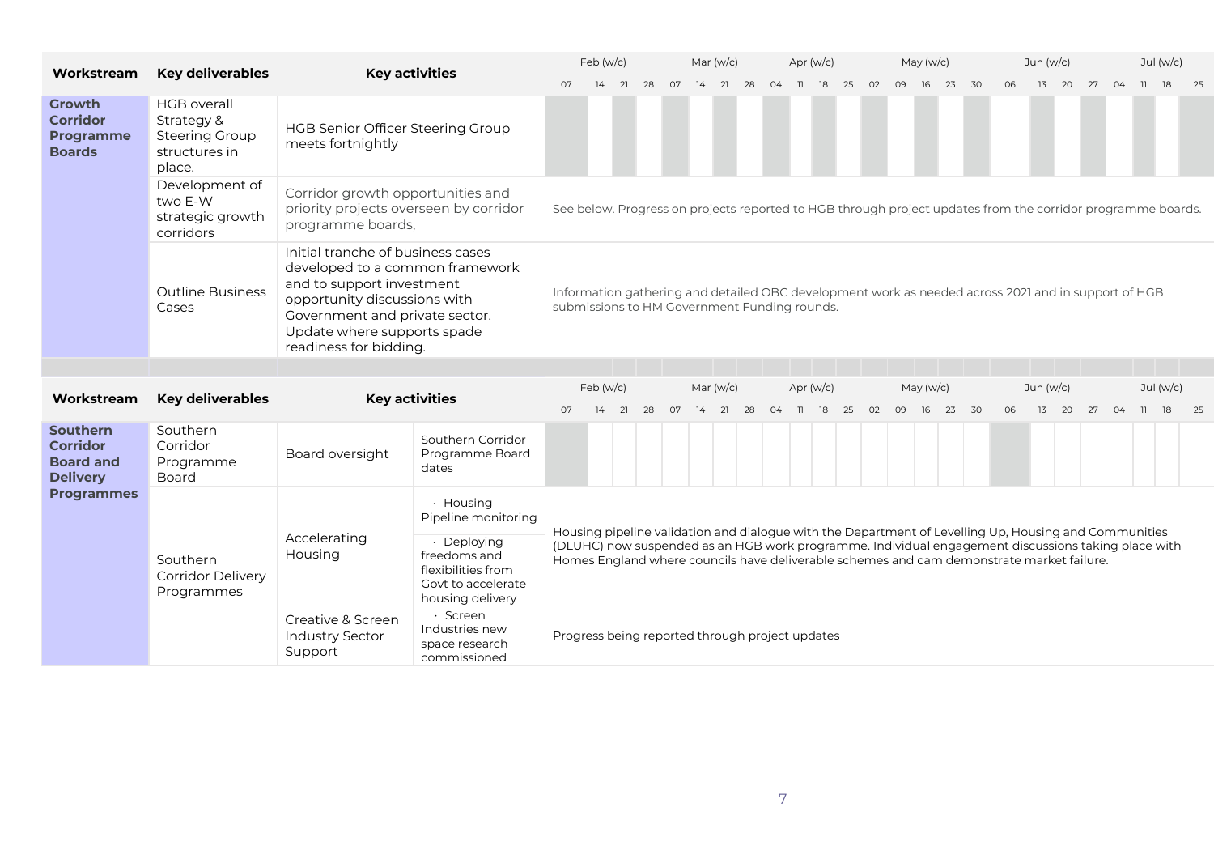| Workstream | Key deliverables | Key activities | Feb (w/c) 07 | 14 | 21 | 28 | Mar (w/c) 07 | 14 | 21 | 28 | Apr (w/c) 04 | 11 | 18 | 25 | May (w/c) 02 | 09 | 16 | 23 | 30 | Jun (w/c) 06 | 13 | 20 | 27 | Jul (w/c) 04 | 11 | 18 | 25 |
|---|---|---|---|---|---|---|---|---|---|---|---|---|---|---|---|---|---|---|---|---|---|---|---|---|---|---|---|
| **Growth Corridor Programme Boards** | HGB overall Strategy & Steering Group structures in place. | HGB Senior Officer Steering Group meets fortnightly | | | | | | | | | | | | | | | | | | | | | | | | | |
| | Development of two E-W strategic growth corridors | Corridor growth opportunities and priority projects overseen by corridor programme boards, | See below. Progress on projects reported to HGB through project updates from the corridor programme boards. | | | | | | | | | | | | | | | | | | | | | | | | |
| | Outline Business Cases | Initial tranche of business cases developed to a common framework and to support investment opportunity discussions with Government and private sector. Update where supports spade readiness for bidding. | Information gathering and detailed OBC development work as needed across 2021 and in support of HGB submissions to HM Government Funding rounds. | | | | | | | | | | | | | | | | | | | | | | | | |

| Workstream | Key deliverables | Key activities | | Feb (w/c) 07 | 14 | 21 | 28 | Mar (w/c) 07 | 14 | 21 | 28 | Apr (w/c) 04 | 11 | 18 | 25 | May (w/c) 02 | 09 | 16 | 23 | 30 | Jun (w/c) 06 | 13 | 20 | 27 | Jul (w/c) 04 | 11 | 18 | 25 |
|---|---|---|---|---|---|---|---|---|---|---|---|---|---|---|---|---|---|---|---|---|---|---|---|---|---|---|---|---|
| **Southern Corridor Board and Delivery Programmes** | Southern Corridor Programme Board | Board oversight | Southern Corridor Programme Board dates | | | | | | | | | | | | | | | | | | | | | | | | | |
| | Southern Corridor Delivery Programmes | Accelerating Housing | · Housing Pipeline monitoring | Housing pipeline validation and dialogue with the Department of Levelling Up, Housing and Communities (DLUHC) now suspended as an HGB work programme. Individual engagement discussions taking place with Homes England where councils have deliverable schemes and cam demonstrate market failure. | | | | | | | | | | | | | | | | | | | | | | | | |
| | | | · Deploying freedoms and flexibilities from Govt to accelerate housing delivery | | | | | | | | | | | | | | | | | | | | | | | | | |
| | | Creative & Screen Industry Sector Support | · Screen Industries new space research commissioned | Progress being reported through project updates | | | | | | | | | | | | | | | | | | | | | | | | |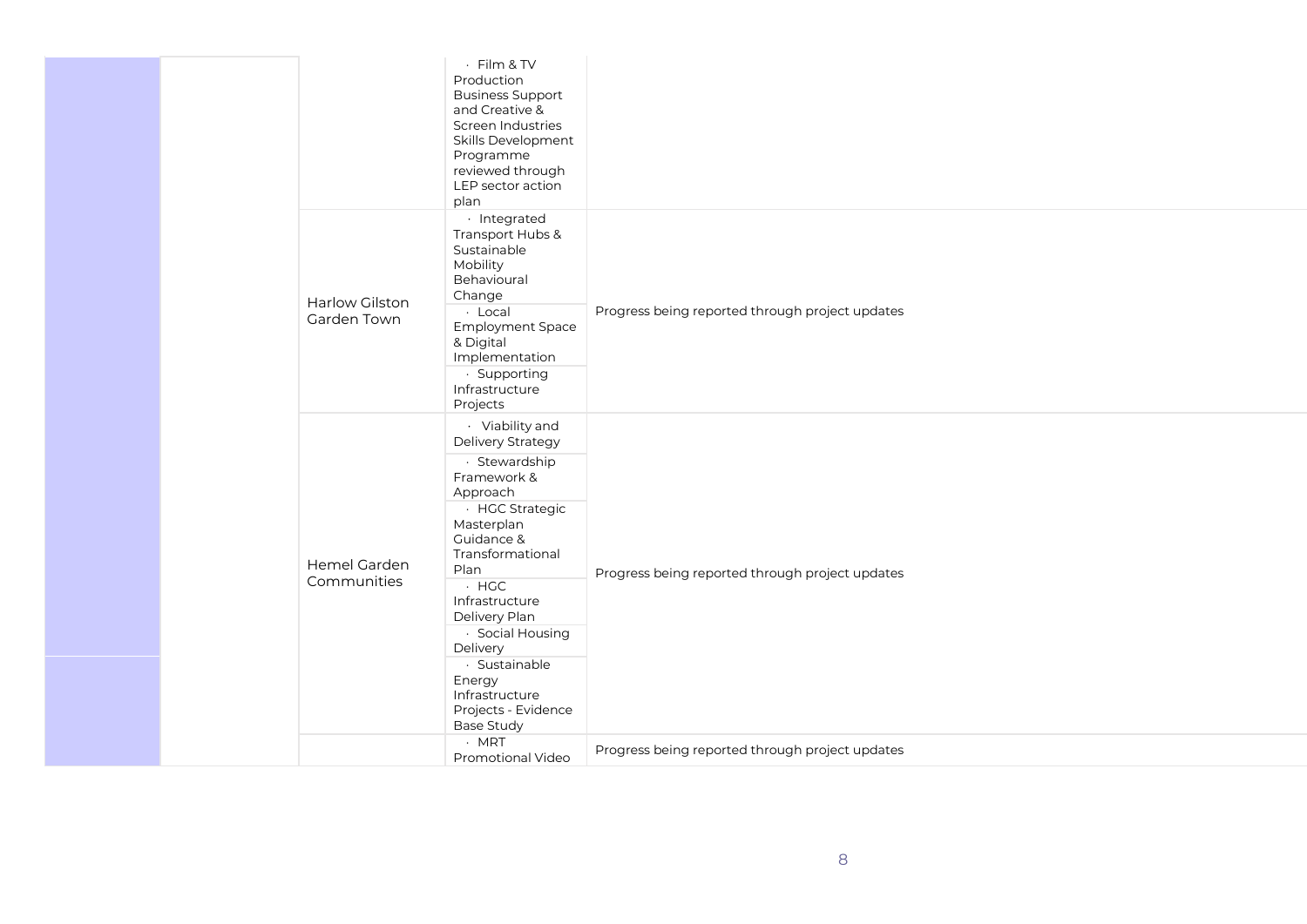| | | | | |
|---|---|---|---|---|
| | | | · Film & TV Production Business Support and Creative & Screen Industries Skills Development Programme reviewed through LEP sector action plan | |
| | | Harlow Gilston Garden Town | · Integrated Transport Hubs & Sustainable Mobility Behavioural Change | Progress being reported through project updates |
| | | | · Local Employment Space & Digital Implementation | |
| | | | · Supporting Infrastructure Projects | |
| | | Hemel Garden Communities | · Viability and Delivery Strategy | Progress being reported through project updates |
| | | | · Stewardship Framework & Approach | |
| | | | · HGC Strategic Masterplan Guidance & Transformational Plan | |
| | | | · HGC Infrastructure Delivery Plan | |
| | | | · Social Housing Delivery | |
| | | | · Sustainable Energy Infrastructure Projects - Evidence Base Study | |
| | | | · MRT Promotional Video | Progress being reported through project updates |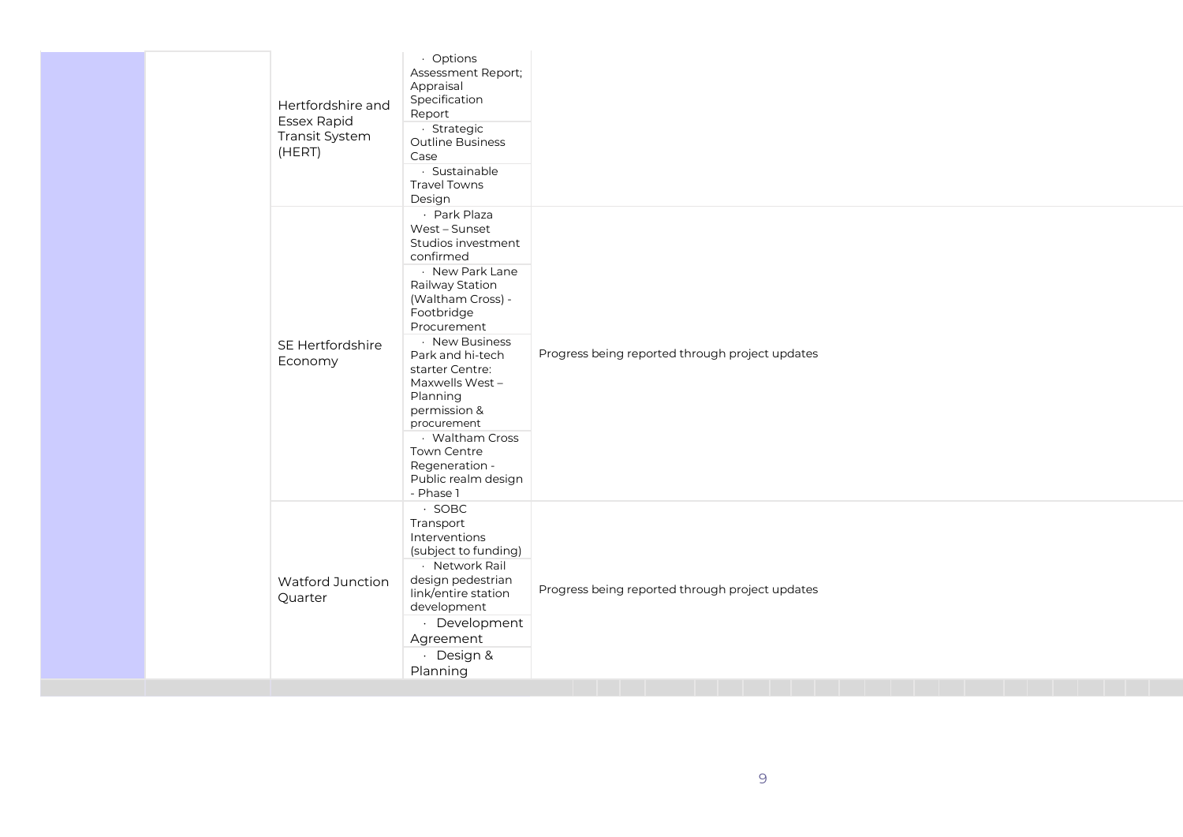| | | | | |
|---|---|---|---|---|
| | | Hertfordshire and Essex Rapid Transit System (HERT) | · Options Assessment Report; Appraisal Specification Report | |
| | | | · Strategic Outline Business Case | |
| | | | · Sustainable Travel Towns Design | |
| | | SE Hertfordshire Economy | · Park Plaza West – Sunset Studios investment confirmed | Progress being reported through project updates |
| | | | · New Park Lane Railway Station (Waltham Cross) - Footbridge Procurement | |
| | | | · New Business Park and hi-tech starter Centre: Maxwells West – Planning permission & procurement | |
| | | | · Waltham Cross Town Centre Regeneration - Public realm design - Phase 1 | |
| | | Watford Junction Quarter | · SOBC Transport Interventions (subject to funding) | Progress being reported through project updates |
| | | | · Network Rail design pedestrian link/entire station development | |
| | | | · Development Agreement | |
| | | | · Design & Planning | |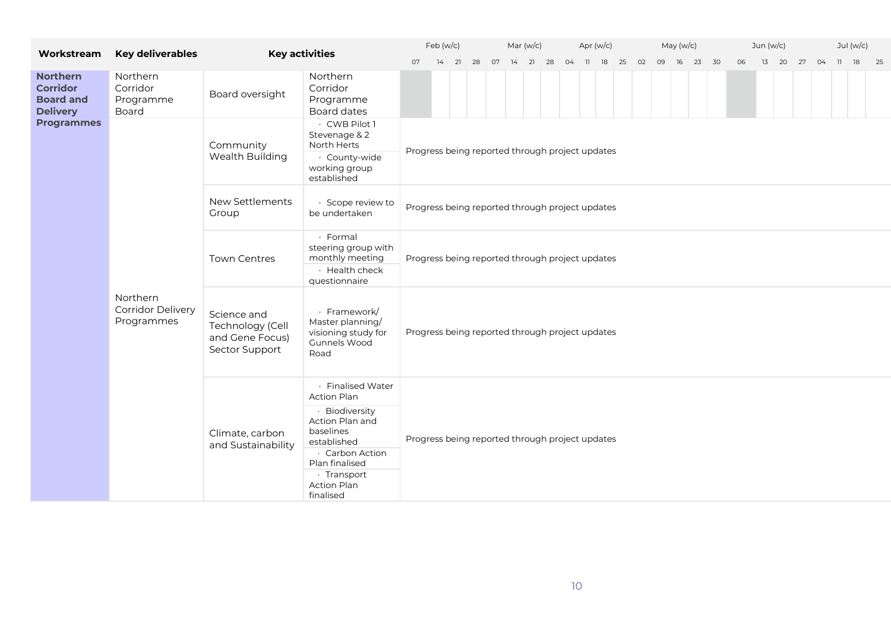| Workstream | Key deliverables | Key activities | | Feb (w/c) 07 | 14 | 21 | 28 | Mar (w/c) 07 | 14 | 21 | 28 | Apr (w/c) 04 | 11 | 18 | 25 | May (w/c) 02 | 09 | 16 | 23 | 30 | Jun (w/c) 06 | 13 | 20 | 27 | Jul (w/c) 04 | 11 | 18 | 25 |
|---|---|---|---|---|---|---|---|---|---|---|---|---|---|---|---|---|---|---|---|---|---|---|---|---|---|---|---|---|
| **Northern Corridor Board and Delivery Programmes** | Northern Corridor Programme Board | Board oversight | Northern Corridor Programme Board dates | | | | | | | | | | | | | | | | | | | | | | | | | |
| | Northern Corridor Delivery Programmes | Community Wealth Building | · CWB Pilot 1 Stevenage & 2 North Herts<br>· County-wide working group established | Progress being reported through project updates | | | | | | | | | | | | | | | | | | | | | | | | |
| | | New Settlements Group | · Scope review to be undertaken | Progress being reported through project updates | | | | | | | | | | | | | | | | | | | | | | | | |
| | | Town Centres | · Formal steering group with monthly meeting<br>· Health check questionnaire | Progress being reported through project updates | | | | | | | | | | | | | | | | | | | | | | | | |
| | | Science and Technology (Cell and Gene Focus) Sector Support | · Framework/ Master planning/ visioning study for Gunnels Wood Road | Progress being reported through project updates | | | | | | | | | | | | | | | | | | | | | | | | |
| | | Climate, carbon and Sustainability | · Finalised Water Action Plan<br>· Biodiversity Action Plan and baselines established<br>· Carbon Action Plan finalised<br>· Transport Action Plan finalised | Progress being reported through project updates | | | | | | | | | | | | | | | | | | | | | | | | |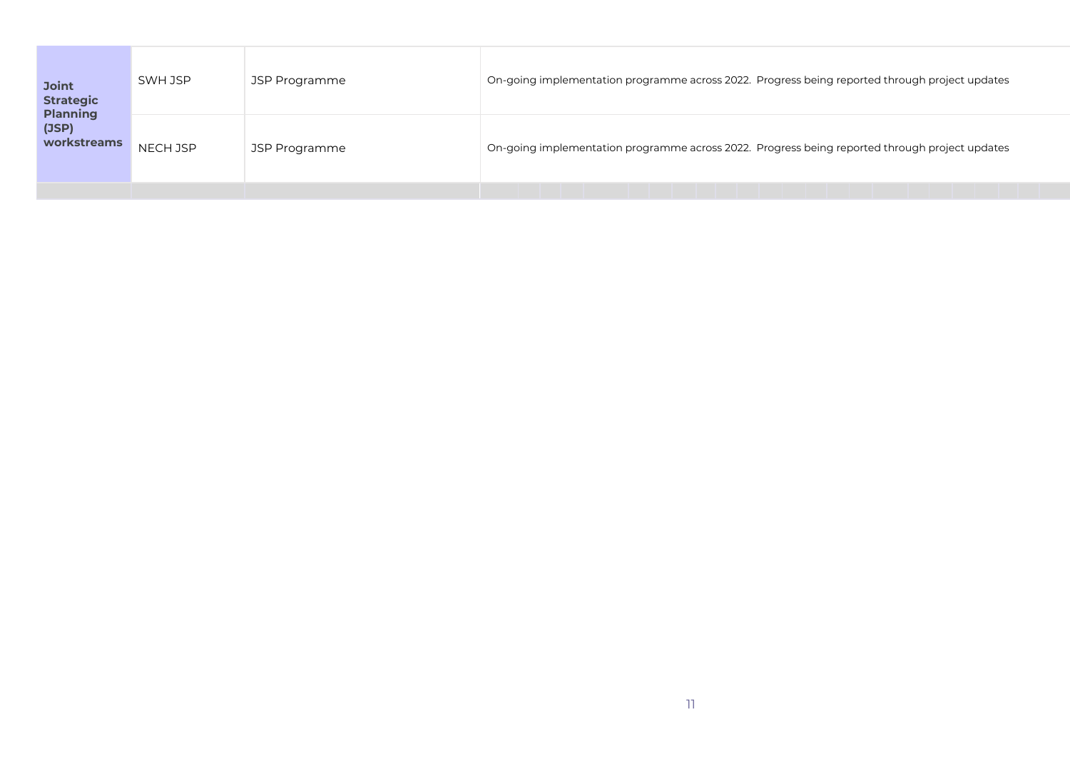| | | | |
|---|---|---|---|
| **Joint Strategic Planning (JSP) workstreams** | SWH JSP | JSP Programme | On-going implementation programme across 2022. Progress being reported through project updates |
| | NECH JSP | JSP Programme | On-going implementation programme across 2022. Progress being reported through project updates |